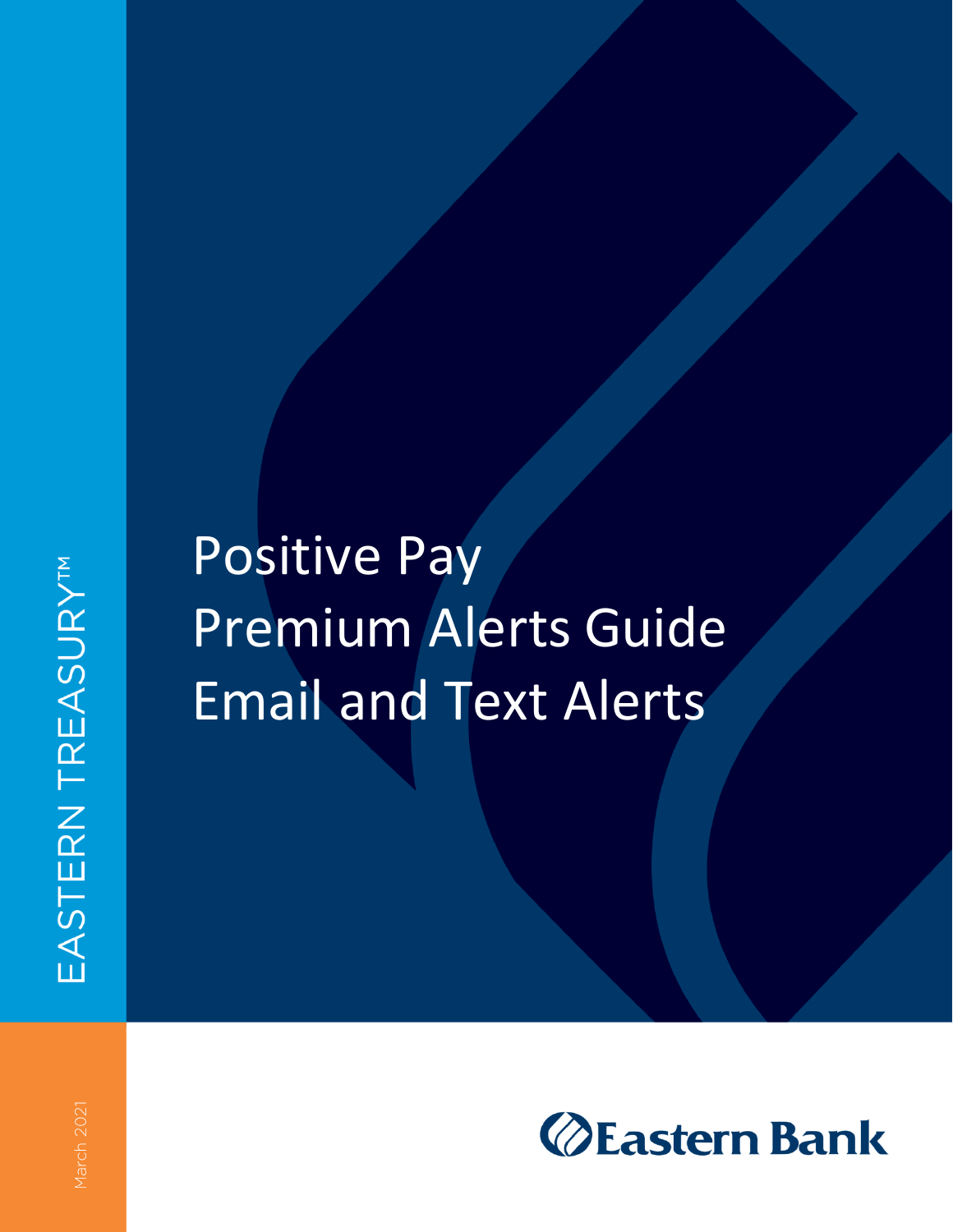EASTERN TREASURY™

# Positive Pay
# Premium Alerts Guide
# Email and Text Alerts

March 2021

Eastern Bank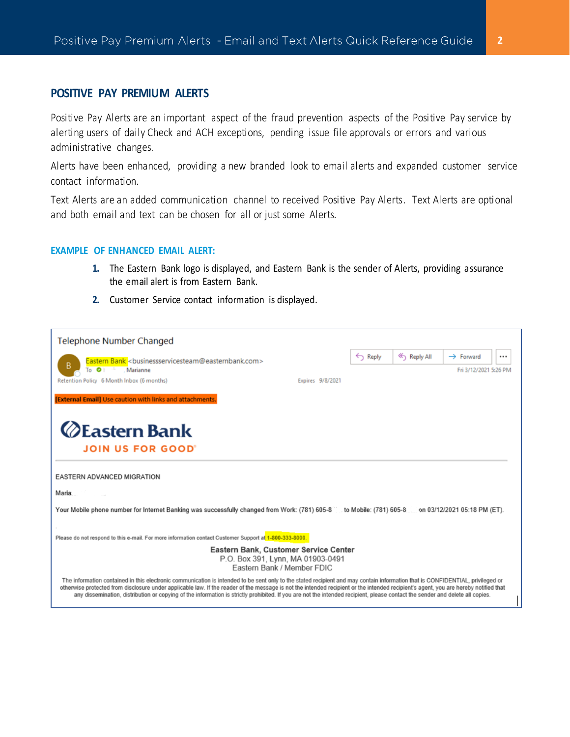## POSITIVE PAY PREMIUM ALERTS

Positive Pay Alerts are an important aspect of the fraud prevention aspects of the Positive Pay service by alerting users of daily Check and ACH exceptions, pending issue file approvals or errors and various administrative changes.

Alerts have been enhanced, providing a new branded look to email alerts and expanded customer service contact information.

Text Alerts are an added communication channel to received Positive Pay Alerts. Text Alerts are optional and both email and text can be chosen for all or just some Alerts.

### EXAMPLE OF ENHANCED EMAIL ALERT:

1. The Eastern Bank logo is displayed, and Eastern Bank is the sender of Alerts, providing assurance the email alert is from Eastern Bank.
2. Customer Service contact information is displayed.

Telephone Number Changed

Eastern Bank <businessservicesteam@easternbank.com>
To Marianne
Retention Policy 6 Month Inbox (6 months) Expires 9/8/2021
Reply | Reply All | Forward
Fri 3/12/2021 5:26 PM

[External Email] Use caution with links and attachments.

Eastern Bank
JOIN US FOR GOOD

EASTERN ADVANCED MIGRATION

Maria

Your Mobile phone number for Internet Banking was successfully changed from Work: (781) 605-8 to Mobile: (781) 605-8 on 03/12/2021 05:18 PM (ET).

Please do not respond to this e-mail. For more information contact Customer Support at 1-800-333-8000.

**Eastern Bank, Customer Service Center**
P.O. Box 391, Lynn, MA 01903-0491
Eastern Bank / Member FDIC

The information contained in this electronic communication is intended to be sent only to the stated recipient and may contain information that is CONFIDENTIAL, privileged or otherwise protected from disclosure under applicable law. If the reader of the message is not the intended recipient or the intended recipient's agent, you are hereby notified that any dissemination, distribution or copying of the information is strictly prohibited. If you are not the intended recipient, please contact the sender and delete all copies.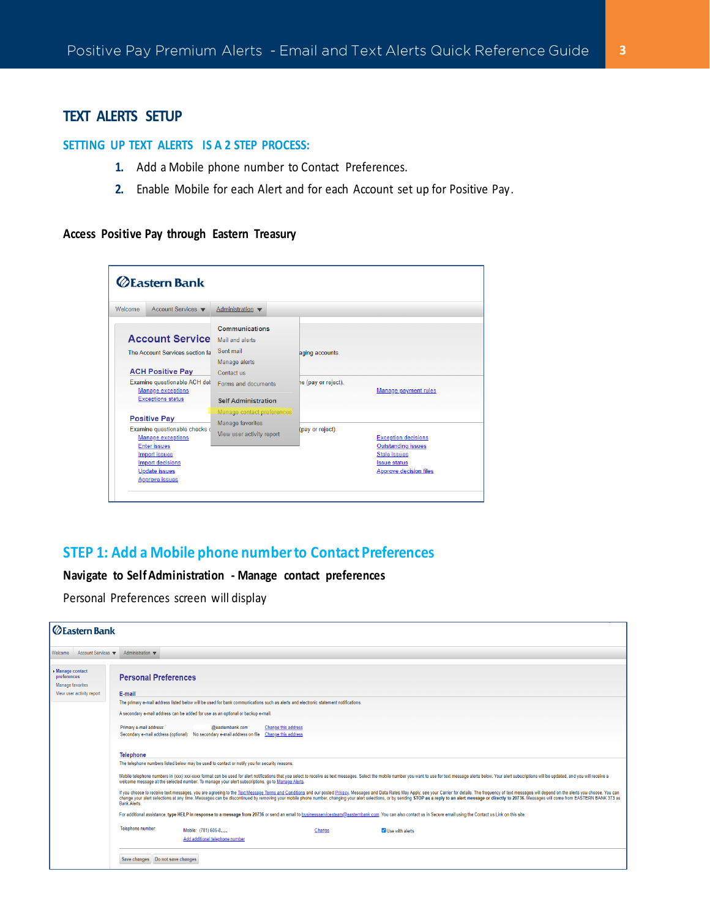## TEXT ALERTS SETUP

### SETTING UP TEXT ALERTS IS A 2 STEP PROCESS:

1. Add a Mobile phone number to Contact Preferences.
2. Enable Mobile for each Alert and for each Account set up for Positive Pay.

**Access Positive Pay through Eastern Treasury**

## STEP 1: Add a Mobile phone number to Contact Preferences

**Navigate to Self Administration - Manage contact preferences**

Personal Preferences screen will display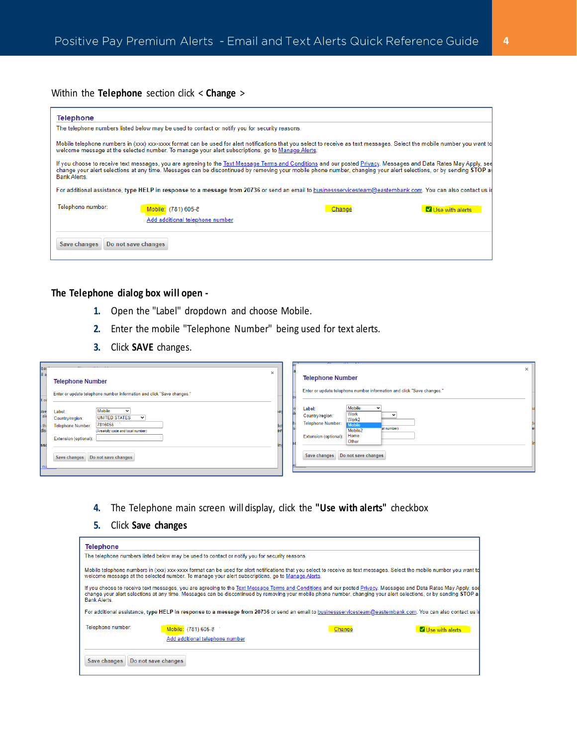Within the **Telephone** section click < **Change** >

**Telephone**

The telephone numbers listed below may be used to contact or notify you for security reasons.

Mobile telephone numbers in (xxx) xxx-xxxx format can be used for alert notifications that you select to receive as text messages. Select the mobile number you want to welcome message at the selected number. To manage your alert subscriptions, go to Manage Alerts.

If you choose to receive text messages, you are agreeing to the Text Message Terms and Conditions and our posted Privacy. Messages and Data Rates May Apply, see change your alert selections at any time. Messages can be discontinued by removing your mobile phone number, changing your alert selections, or by sending STOP a Bank Alerts.

For additional assistance, type HELP in response to a message from 20736 or send an email to businessservicesteam@easternbank.com. You can also contact us i

Telephone number: Mobile: (781) 605-8 Change ☑ Use with alerts

Add additional telephone number

Save changes | Do not save changes

**The Telephone dialog box will open -**

1. Open the "Label" dropdown and choose Mobile.
2. Enter the mobile "Telephone Number" being used for text alerts.
3. Click **SAVE** changes.

**Telephone Number**

Enter or update telephone number information and click "Save changes."

Label: Mobile

Country/region: UNITED STATES

Telephone Number: 7816058

(Area/city code and local number)

Extension (optional):

Save changes | Do not save changes

**Telephone Number**

Enter or update telephone number information and click "Save changes."

Label: Mobile (Work, Work2, Mobile, Mobile2, Home, Other)

Country/region:

Telephone Number:

Extension (optional):

Save changes | Do not save changes

4. The Telephone main screen will display, click the **"Use with alerts"** checkbox
5. Click **Save changes**

**Telephone**

The telephone numbers listed below may be used to contact or notify you for security reasons.

Mobile telephone numbers in (xxx) xxx-xxxx format can be used for alert notifications that you select to receive as text messages. Select the mobile number you want to welcome message at the selected number. To manage your alert subscriptions, go to Manage Alerts.

If you choose to receive text messages, you are agreeing to the Text Message Terms and Conditions and our posted Privacy. Messages and Data Rates May Apply, see change your alert selections at any time. Messages can be discontinued by removing your mobile phone number, changing your alert selections, or by sending STOP a Bank Alerts.

For additional assistance, type HELP in response to a message from 20736 or send an email to businessservicesteam@easternbank.com. You can also contact us i

Telephone number: Mobile: (781) 605-8 Change ☑ Use with alerts

Add additional telephone number

Save changes | Do not save changes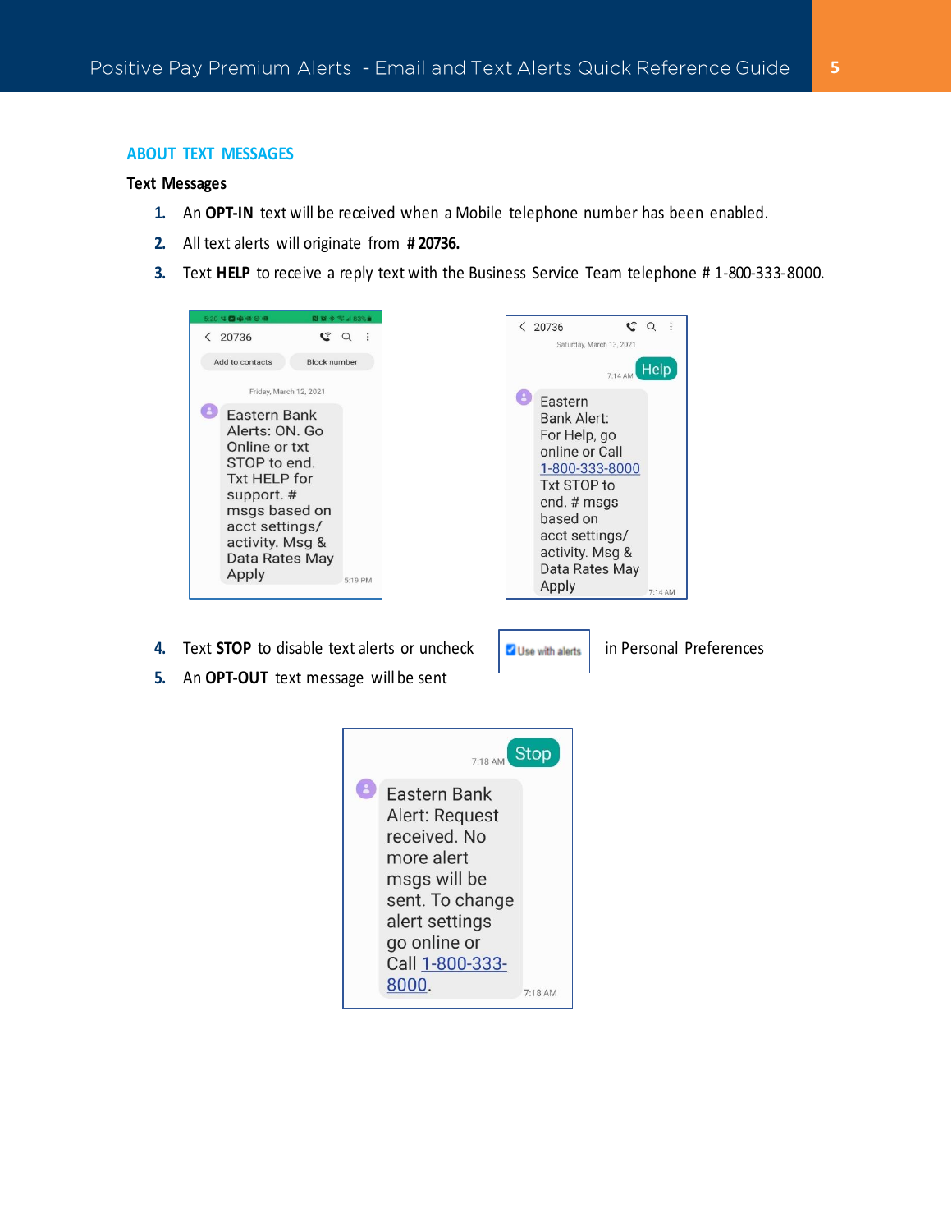## ABOUT TEXT MESSAGES

**Text Messages**

1. An **OPT-IN** text will be received when a Mobile telephone number has been enabled.
2. All text alerts will originate from **# 20736.**
3. Text **HELP** to receive a reply text with the Business Service Team telephone # 1-800-333-8000.

20736

Add to contacts | Block number

Friday, March 12, 2021

Eastern Bank Alerts: ON. Go Online or txt STOP to end. Txt HELP for support. # msgs based on acct settings/ activity. Msg & Data Rates May Apply 5:19 PM

20736

Saturday, March 13, 2021

7:14 AM Help

Eastern Bank Alert: For Help, go online or Call 1-800-333-8000 Txt STOP to end. # msgs based on acct settings/ activity. Msg & Data Rates May Apply 7:14 AM

4. Text **STOP** to disable text alerts or uncheck ☑ Use with alerts in Personal Preferences
5. An **OPT-OUT** text message will be sent

7:18 AM Stop

Eastern Bank Alert: Request received. No more alert msgs will be sent. To change alert settings go online or Call 1-800-333-8000. 7:18 AM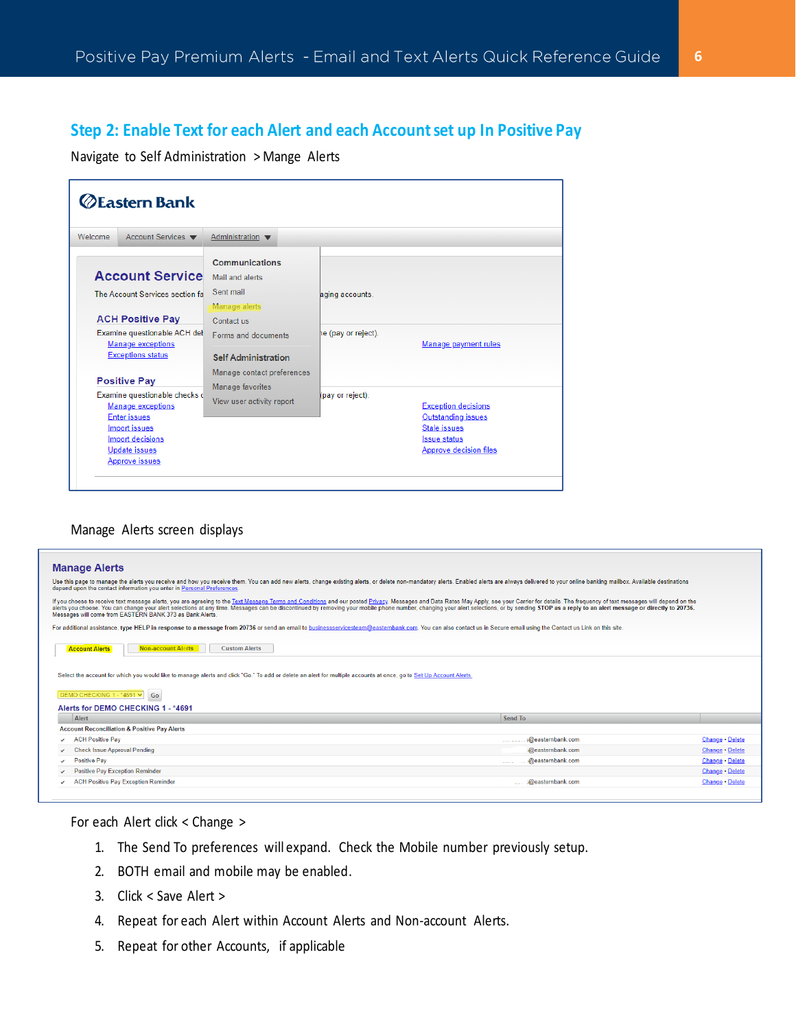## Step 2: Enable Text for each Alert and each Account set up In Positive Pay

Navigate to Self Administration > Mange Alerts

Eastern Bank

Welcome | Account Services | Administration

Communications
Mail and alerts
Sent mail
Manage alerts
Contact us
Forms and documents

Self Administration
Manage contact preferences
Manage favorites
View user activity report

**Account Service**

The Account Services section fa... aging accounts.

**ACH Positive Pay**

Examine questionable ACH deb... e (pay or reject).

Manage exceptions
Exceptions status
Manage payment rules

**Positive Pay**

Examine questionable checks ... (pay or reject).

Manage exceptions
Enter issues
Import issues
Import decisions
Update issues
Approve issues
Exception decisions
Outstanding issues
Stale issues
Issue status
Approve decision files

Manage Alerts screen displays

**Manage Alerts**

Use this page to manage the alerts you receive and how you receive them. You can add new alerts, change existing alerts, or delete non-mandatory alerts. Enabled alerts are always delivered to your online banking mailbox. Available destinations depend upon the contact information you enter in Personal Preferences.

If you choose to receive text message alerts, you are agreeing to the Text Message Terms and Conditions and our posted Privacy. Messages and Data Rates May Apply, see your Carrier for details. The frequency of text messages will depend on the alerts you choose. You can change your alert selections at any time. Messages can be discontinued by removing your mobile phone number, changing your alert selections, or by sending STOP as a reply to an alert message or directly to 20736. Messages will come from EASTERN BANK 373 as Bank Alerts.

For additional assistance, type HELP in response to a message from 20736 or send an email to businessservicesteam@easternbank.com. You can also contact us in Secure email using the Contact us Link on this site.

Account Alerts | Non-account Alerts | Custom Alerts

Select the account for which you would like to manage alerts and click "Go." To add or delete an alert for multiple accounts at once, go to Set Up Account Alerts.

DEMO CHECKING 1 - *4691 | Go

**Alerts for DEMO CHECKING 1 - *4691**

| Alert | Send To | |
|---|---|---|
| Account Reconciliation & Positive Pay Alerts | | |
| ✓ ACH Positive Pay | @easternbank.com | Change • Delete |
| ✓ Check Issue Approval Pending | @easternbank.com | Change • Delete |
| ✓ Positive Pay | @easternbank.com | Change • Delete |
| ✓ Positive Pay Exception Reminder | @easternbank.com | Change • Delete |
| ✓ ACH Positive Pay Exception Reminder | @easternbank.com | Change • Delete |

For each Alert click < Change >

1. The Send To preferences will expand. Check the Mobile number previously setup.
2. BOTH email and mobile may be enabled.
3. Click < Save Alert >
4. Repeat for each Alert within Account Alerts and Non-account Alerts.
5. Repeat for other Accounts, if applicable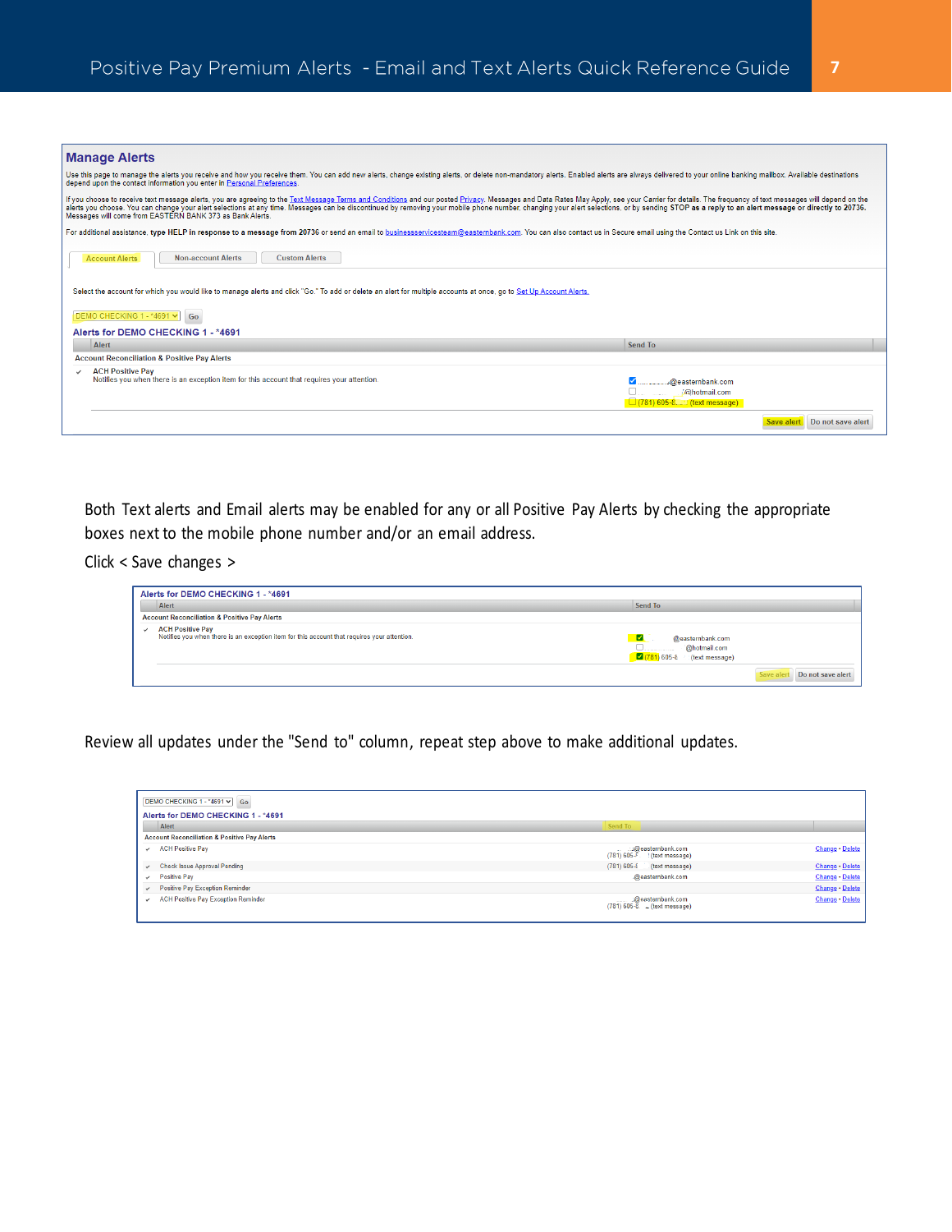## Manage Alerts

Use this page to manage the alerts you receive and how you receive them. You can add new alerts, change existing alerts, or delete non-mandatory alerts. Enabled alerts are always delivered to your online banking mailbox. Available destinations depend upon the contact information you enter in Personal Preferences.

If you choose to receive text message alerts, you are agreeing to the Text Message Terms and Conditions and our posted Privacy. Messages and Data Rates May Apply, see your Carrier for details. The frequency of text messages will depend on the alerts you choose. You can change your alert selections at any time. Messages can be discontinued by removing your mobile phone number, changing your alert selections, or by sending STOP as a reply to an alert message or directly to 20736. Messages will come from EASTERN BANK 373 as Bank Alerts.

For additional assistance, type HELP in response to a message from 20736 or send an email to businessservicesteam@easternbank.com. You can also contact us in Secure email using the Contact us Link on this site.

Account Alerts | Non-account Alerts | Custom Alerts

Select the account for which you would like to manage alerts and click "Go." To add or delete an alert for multiple accounts at once, go to Set Up Account Alerts.

DEMO CHECKING 1 - *4691 | Go

**Alerts for DEMO CHECKING 1 - *4691**

| Alert | Send To |
|---|---|
| **Account Reconciliation & Positive Pay Alerts** | |
| ✓ ACH Positive Pay<br>Notifies you when there is an exception item for this account that requires your attention. | ☑ ...@easternbank.com<br>☐ ...@hotmail.com<br>☐ (781) 605-... (text message) |

Save alert | Do not save alert

Both Text alerts and Email alerts may be enabled for any or all Positive Pay Alerts by checking the appropriate boxes next to the mobile phone number and/or an email address.

Click < Save changes >

**Alerts for DEMO CHECKING 1 - *4691**

| Alert | Send To |
|---|---|
| **Account Reconciliation & Positive Pay Alerts** | |
| ✓ ACH Positive Pay<br>Notifies you when there is an exception item for this account that requires your attention. | ☑ ...@easternbank.com<br>☐ ...@hotmail.com<br>☑ (781) 605-... (text message) |

Save alert | Do not save alert

Review all updates under the "Send to" column, repeat step above to make additional updates.

DEMO CHECKING 1 - *4691 | Go

**Alerts for DEMO CHECKING 1 - *4691**

| Alert | Send To | |
|---|---|---|
| **Account Reconciliation & Positive Pay Alerts** | | |
| ✓ ACH Positive Pay | ...@easternbank.com<br>(781) 605-... (text message) | Change • Delete |
| ✓ Check Issue Approval Pending | (781) 605-... (text message) | Change • Delete |
| ✓ Positive Pay | ...@easternbank.com | Change • Delete |
| ✓ Positive Pay Exception Reminder | | Change • Delete |
| ✓ ACH Positive Pay Exception Reminder | ...@easternbank.com<br>(781) 605-... (text message) | Change • Delete |